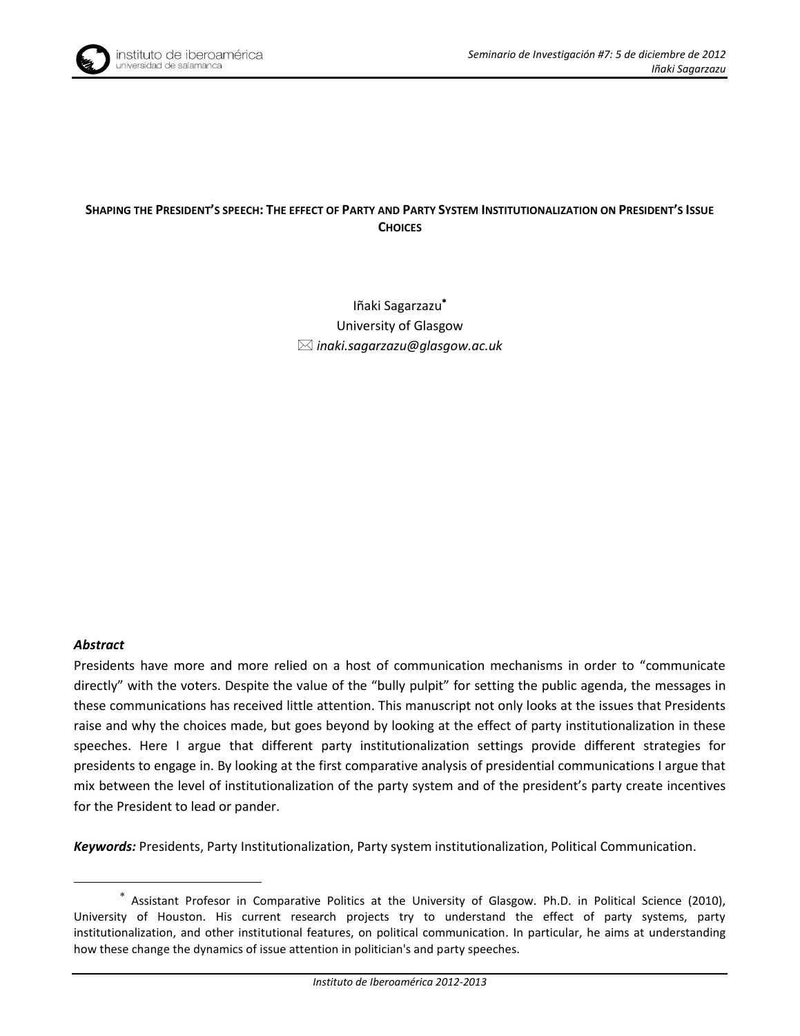# SHAPING THE PRESIDENT'S SPEECH: THE EFFECT OF PARTY AND PARTY SYSTEM INSTITUTIONALIZATION ON PRESIDENT'S ISSUE CHOICES

Iñaki Sagarzazu[*]
University of Glasgow
✉ *inaki.sagarzazu@glasgow.ac.uk*

***Abstract***

Presidents have more and more relied on a host of communication mechanisms in order to "communicate directly" with the voters. Despite the value of the "bully pulpit" for setting the public agenda, the messages in these communications has received little attention. This manuscript not only looks at the issues that Presidents raise and why the choices made, but goes beyond by looking at the effect of party institutionalization in these speeches. Here I argue that different party institutionalization settings provide different strategies for presidents to engage in. By looking at the first comparative analysis of presidential communications I argue that mix between the level of institutionalization of the party system and of the president's party create incentives for the President to lead or pander.

***Keywords:*** Presidents, Party Institutionalization, Party system institutionalization, Political Communication.

---

[*] Assistant Profesor in Comparative Politics at the University of Glasgow. Ph.D. in Political Science (2010), University of Houston. His current research projects try to understand the effect of party systems, party institutionalization, and other institutional features, on political communication. In particular, he aims at understanding how these change the dynamics of issue attention in politician's and party speeches.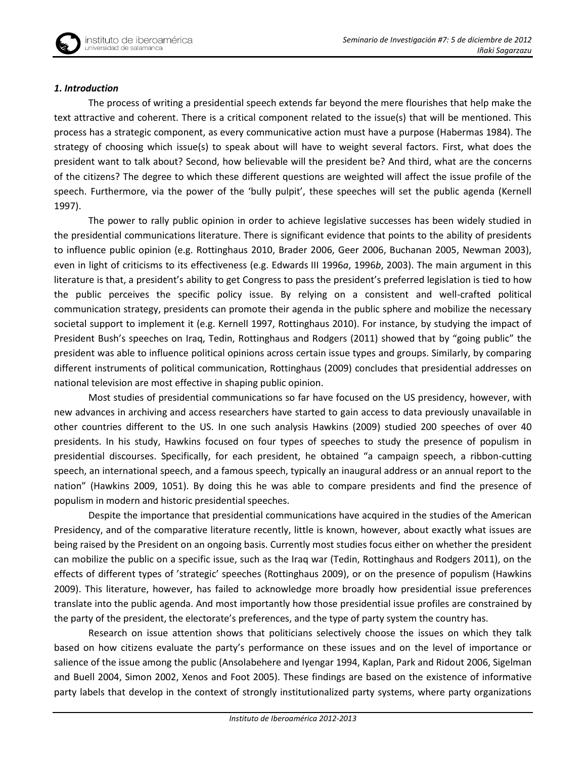### *1. Introduction*

The process of writing a presidential speech extends far beyond the mere flourishes that help make the text attractive and coherent. There is a critical component related to the issue(s) that will be mentioned. This process has a strategic component, as every communicative action must have a purpose (Habermas 1984). The strategy of choosing which issue(s) to speak about will have to weight several factors. First, what does the president want to talk about? Second, how believable will the president be? And third, what are the concerns of the citizens? The degree to which these different questions are weighted will affect the issue profile of the speech. Furthermore, via the power of the 'bully pulpit', these speeches will set the public agenda (Kernell 1997).

The power to rally public opinion in order to achieve legislative successes has been widely studied in the presidential communications literature. There is significant evidence that points to the ability of presidents to influence public opinion (e.g. Rottinghaus 2010, Brader 2006, Geer 2006, Buchanan 2005, Newman 2003), even in light of criticisms to its effectiveness (e.g. Edwards III 1996*a*, 1996*b*, 2003). The main argument in this literature is that, a president's ability to get Congress to pass the president's preferred legislation is tied to how the public perceives the specific policy issue. By relying on a consistent and well-crafted political communication strategy, presidents can promote their agenda in the public sphere and mobilize the necessary societal support to implement it (e.g. Kernell 1997, Rottinghaus 2010). For instance, by studying the impact of President Bush's speeches on Iraq, Tedin, Rottinghaus and Rodgers (2011) showed that by "going public" the president was able to influence political opinions across certain issue types and groups. Similarly, by comparing different instruments of political communication, Rottinghaus (2009) concludes that presidential addresses on national television are most effective in shaping public opinion.

Most studies of presidential communications so far have focused on the US presidency, however, with new advances in archiving and access researchers have started to gain access to data previously unavailable in other countries different to the US. In one such analysis Hawkins (2009) studied 200 speeches of over 40 presidents. In his study, Hawkins focused on four types of speeches to study the presence of populism in presidential discourses. Specifically, for each president, he obtained "a campaign speech, a ribbon-cutting speech, an international speech, and a famous speech, typically an inaugural address or an annual report to the nation" (Hawkins 2009, 1051). By doing this he was able to compare presidents and find the presence of populism in modern and historic presidential speeches.

Despite the importance that presidential communications have acquired in the studies of the American Presidency, and of the comparative literature recently, little is known, however, about exactly what issues are being raised by the President on an ongoing basis. Currently most studies focus either on whether the president can mobilize the public on a specific issue, such as the Iraq war (Tedin, Rottinghaus and Rodgers 2011), on the effects of different types of 'strategic' speeches (Rottinghaus 2009), or on the presence of populism (Hawkins 2009). This literature, however, has failed to acknowledge more broadly how presidential issue preferences translate into the public agenda. And most importantly how those presidential issue profiles are constrained by the party of the president, the electorate's preferences, and the type of party system the country has.

Research on issue attention shows that politicians selectively choose the issues on which they talk based on how citizens evaluate the party's performance on these issues and on the level of importance or salience of the issue among the public (Ansolabehere and Iyengar 1994, Kaplan, Park and Ridout 2006, Sigelman and Buell 2004, Simon 2002, Xenos and Foot 2005). These findings are based on the existence of informative party labels that develop in the context of strongly institutionalized party systems, where party organizations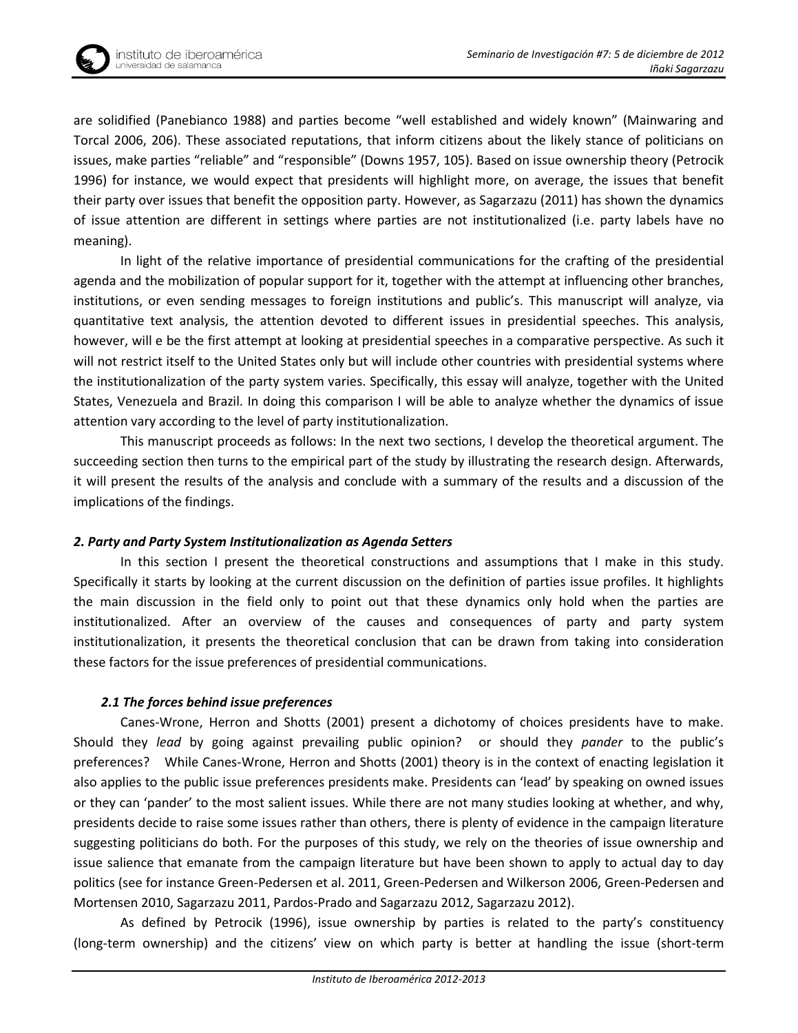are solidified (Panebianco 1988) and parties become "well established and widely known" (Mainwaring and Torcal 2006, 206). These associated reputations, that inform citizens about the likely stance of politicians on issues, make parties "reliable" and "responsible" (Downs 1957, 105). Based on issue ownership theory (Petrocik 1996) for instance, we would expect that presidents will highlight more, on average, the issues that benefit their party over issues that benefit the opposition party. However, as Sagarzazu (2011) has shown the dynamics of issue attention are different in settings where parties are not institutionalized (i.e. party labels have no meaning).

In light of the relative importance of presidential communications for the crafting of the presidential agenda and the mobilization of popular support for it, together with the attempt at influencing other branches, institutions, or even sending messages to foreign institutions and public's. This manuscript will analyze, via quantitative text analysis, the attention devoted to different issues in presidential speeches. This analysis, however, will e be the first attempt at looking at presidential speeches in a comparative perspective. As such it will not restrict itself to the United States only but will include other countries with presidential systems where the institutionalization of the party system varies. Specifically, this essay will analyze, together with the United States, Venezuela and Brazil. In doing this comparison I will be able to analyze whether the dynamics of issue attention vary according to the level of party institutionalization.

This manuscript proceeds as follows: In the next two sections, I develop the theoretical argument. The succeeding section then turns to the empirical part of the study by illustrating the research design. Afterwards, it will present the results of the analysis and conclude with a summary of the results and a discussion of the implications of the findings.

## *2. Party and Party System Institutionalization as Agenda Setters*

In this section I present the theoretical constructions and assumptions that I make in this study. Specifically it starts by looking at the current discussion on the definition of parties issue profiles. It highlights the main discussion in the field only to point out that these dynamics only hold when the parties are institutionalized. After an overview of the causes and consequences of party and party system institutionalization, it presents the theoretical conclusion that can be drawn from taking into consideration these factors for the issue preferences of presidential communications.

### *2.1 The forces behind issue preferences*

Canes-Wrone, Herron and Shotts (2001) present a dichotomy of choices presidents have to make. Should they *lead* by going against prevailing public opinion? or should they *pander* to the public's preferences? While Canes-Wrone, Herron and Shotts (2001) theory is in the context of enacting legislation it also applies to the public issue preferences presidents make. Presidents can 'lead' by speaking on owned issues or they can 'pander' to the most salient issues. While there are not many studies looking at whether, and why, presidents decide to raise some issues rather than others, there is plenty of evidence in the campaign literature suggesting politicians do both. For the purposes of this study, we rely on the theories of issue ownership and issue salience that emanate from the campaign literature but have been shown to apply to actual day to day politics (see for instance Green-Pedersen et al. 2011, Green-Pedersen and Wilkerson 2006, Green-Pedersen and Mortensen 2010, Sagarzazu 2011, Pardos-Prado and Sagarzazu 2012, Sagarzazu 2012).

As defined by Petrocik (1996), issue ownership by parties is related to the party's constituency (long-term ownership) and the citizens' view on which party is better at handling the issue (short-term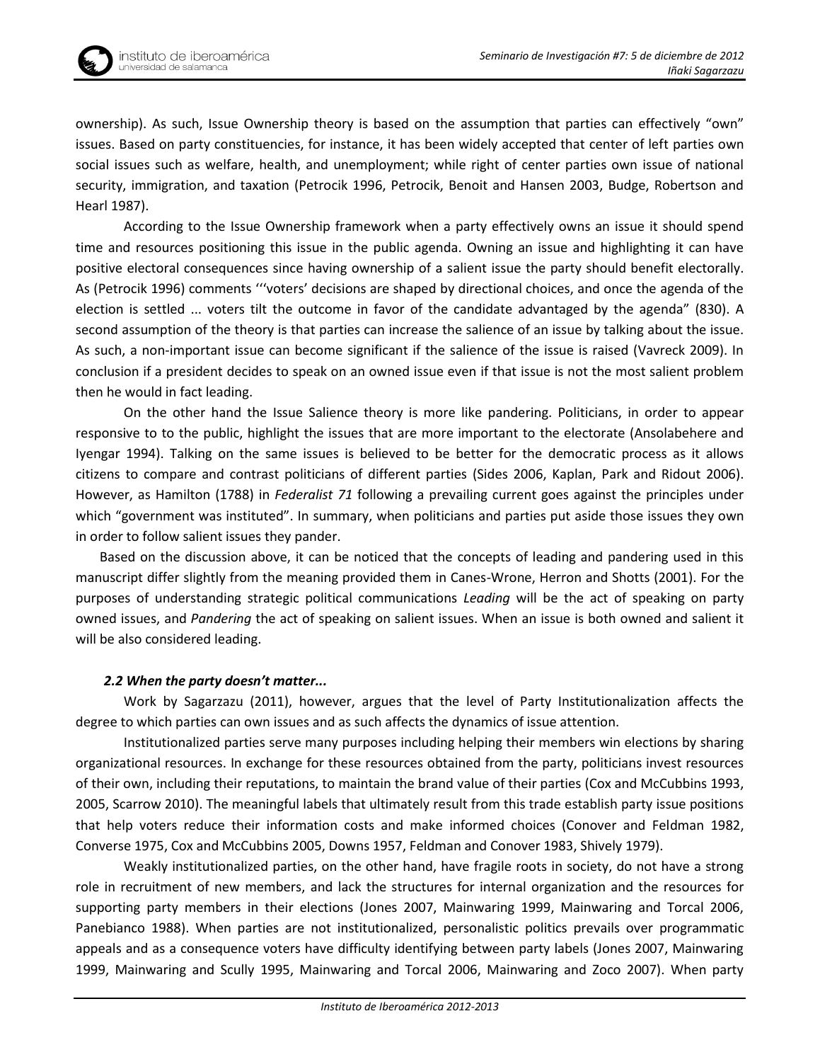ownership). As such, Issue Ownership theory is based on the assumption that parties can effectively "own" issues. Based on party constituencies, for instance, it has been widely accepted that center of left parties own social issues such as welfare, health, and unemployment; while right of center parties own issue of national security, immigration, and taxation (Petrocik 1996, Petrocik, Benoit and Hansen 2003, Budge, Robertson and Hearl 1987).

According to the Issue Ownership framework when a party effectively owns an issue it should spend time and resources positioning this issue in the public agenda. Owning an issue and highlighting it can have positive electoral consequences since having ownership of a salient issue the party should benefit electorally. As (Petrocik 1996) comments '''voters' decisions are shaped by directional choices, and once the agenda of the election is settled ... voters tilt the outcome in favor of the candidate advantaged by the agenda" (830). A second assumption of the theory is that parties can increase the salience of an issue by talking about the issue. As such, a non-important issue can become significant if the salience of the issue is raised (Vavreck 2009). In conclusion if a president decides to speak on an owned issue even if that issue is not the most salient problem then he would in fact leading.

On the other hand the Issue Salience theory is more like pandering. Politicians, in order to appear responsive to to the public, highlight the issues that are more important to the electorate (Ansolabehere and Iyengar 1994). Talking on the same issues is believed to be better for the democratic process as it allows citizens to compare and contrast politicians of different parties (Sides 2006, Kaplan, Park and Ridout 2006). However, as Hamilton (1788) in *Federalist 71* following a prevailing current goes against the principles under which "government was instituted". In summary, when politicians and parties put aside those issues they own in order to follow salient issues they pander.

Based on the discussion above, it can be noticed that the concepts of leading and pandering used in this manuscript differ slightly from the meaning provided them in Canes-Wrone, Herron and Shotts (2001). For the purposes of understanding strategic political communications *Leading* will be the act of speaking on party owned issues, and *Pandering* the act of speaking on salient issues. When an issue is both owned and salient it will be also considered leading.

### *2.2 When the party doesn't matter...*

Work by Sagarzazu (2011), however, argues that the level of Party Institutionalization affects the degree to which parties can own issues and as such affects the dynamics of issue attention.

Institutionalized parties serve many purposes including helping their members win elections by sharing organizational resources. In exchange for these resources obtained from the party, politicians invest resources of their own, including their reputations, to maintain the brand value of their parties (Cox and McCubbins 1993, 2005, Scarrow 2010). The meaningful labels that ultimately result from this trade establish party issue positions that help voters reduce their information costs and make informed choices (Conover and Feldman 1982, Converse 1975, Cox and McCubbins 2005, Downs 1957, Feldman and Conover 1983, Shively 1979).

Weakly institutionalized parties, on the other hand, have fragile roots in society, do not have a strong role in recruitment of new members, and lack the structures for internal organization and the resources for supporting party members in their elections (Jones 2007, Mainwaring 1999, Mainwaring and Torcal 2006, Panebianco 1988). When parties are not institutionalized, personalistic politics prevails over programmatic appeals and as a consequence voters have difficulty identifying between party labels (Jones 2007, Mainwaring 1999, Mainwaring and Scully 1995, Mainwaring and Torcal 2006, Mainwaring and Zoco 2007). When party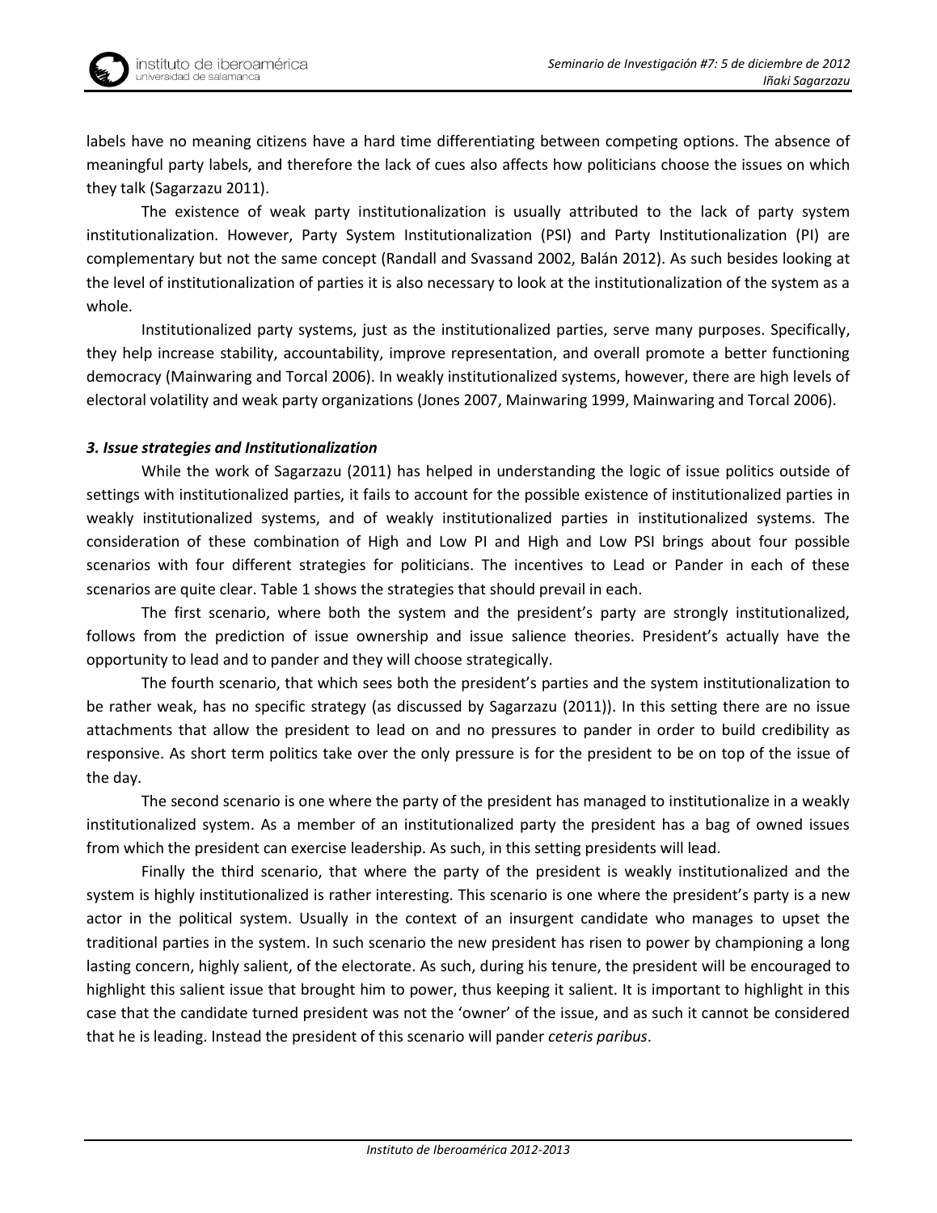labels have no meaning citizens have a hard time differentiating between competing options. The absence of meaningful party labels, and therefore the lack of cues also affects how politicians choose the issues on which they talk (Sagarzazu 2011).

The existence of weak party institutionalization is usually attributed to the lack of party system institutionalization. However, Party System Institutionalization (PSI) and Party Institutionalization (PI) are complementary but not the same concept (Randall and Svassand 2002, Balán 2012). As such besides looking at the level of institutionalization of parties it is also necessary to look at the institutionalization of the system as a whole.

Institutionalized party systems, just as the institutionalized parties, serve many purposes. Specifically, they help increase stability, accountability, improve representation, and overall promote a better functioning democracy (Mainwaring and Torcal 2006). In weakly institutionalized systems, however, there are high levels of electoral volatility and weak party organizations (Jones 2007, Mainwaring 1999, Mainwaring and Torcal 2006).

### *3. Issue strategies and Institutionalization*

While the work of Sagarzazu (2011) has helped in understanding the logic of issue politics outside of settings with institutionalized parties, it fails to account for the possible existence of institutionalized parties in weakly institutionalized systems, and of weakly institutionalized parties in institutionalized systems. The consideration of these combination of High and Low PI and High and Low PSI brings about four possible scenarios with four different strategies for politicians. The incentives to Lead or Pander in each of these scenarios are quite clear. Table 1 shows the strategies that should prevail in each.

The first scenario, where both the system and the president's party are strongly institutionalized, follows from the prediction of issue ownership and issue salience theories. President's actually have the opportunity to lead and to pander and they will choose strategically.

The fourth scenario, that which sees both the president's parties and the system institutionalization to be rather weak, has no specific strategy (as discussed by Sagarzazu (2011)). In this setting there are no issue attachments that allow the president to lead on and no pressures to pander in order to build credibility as responsive. As short term politics take over the only pressure is for the president to be on top of the issue of the day.

The second scenario is one where the party of the president has managed to institutionalize in a weakly institutionalized system. As a member of an institutionalized party the president has a bag of owned issues from which the president can exercise leadership. As such, in this setting presidents will lead.

Finally the third scenario, that where the party of the president is weakly institutionalized and the system is highly institutionalized is rather interesting. This scenario is one where the president's party is a new actor in the political system. Usually in the context of an insurgent candidate who manages to upset the traditional parties in the system. In such scenario the new president has risen to power by championing a long lasting concern, highly salient, of the electorate. As such, during his tenure, the president will be encouraged to highlight this salient issue that brought him to power, thus keeping it salient. It is important to highlight in this case that the candidate turned president was not the 'owner' of the issue, and as such it cannot be considered that he is leading. Instead the president of this scenario will pander *ceteris paribus*.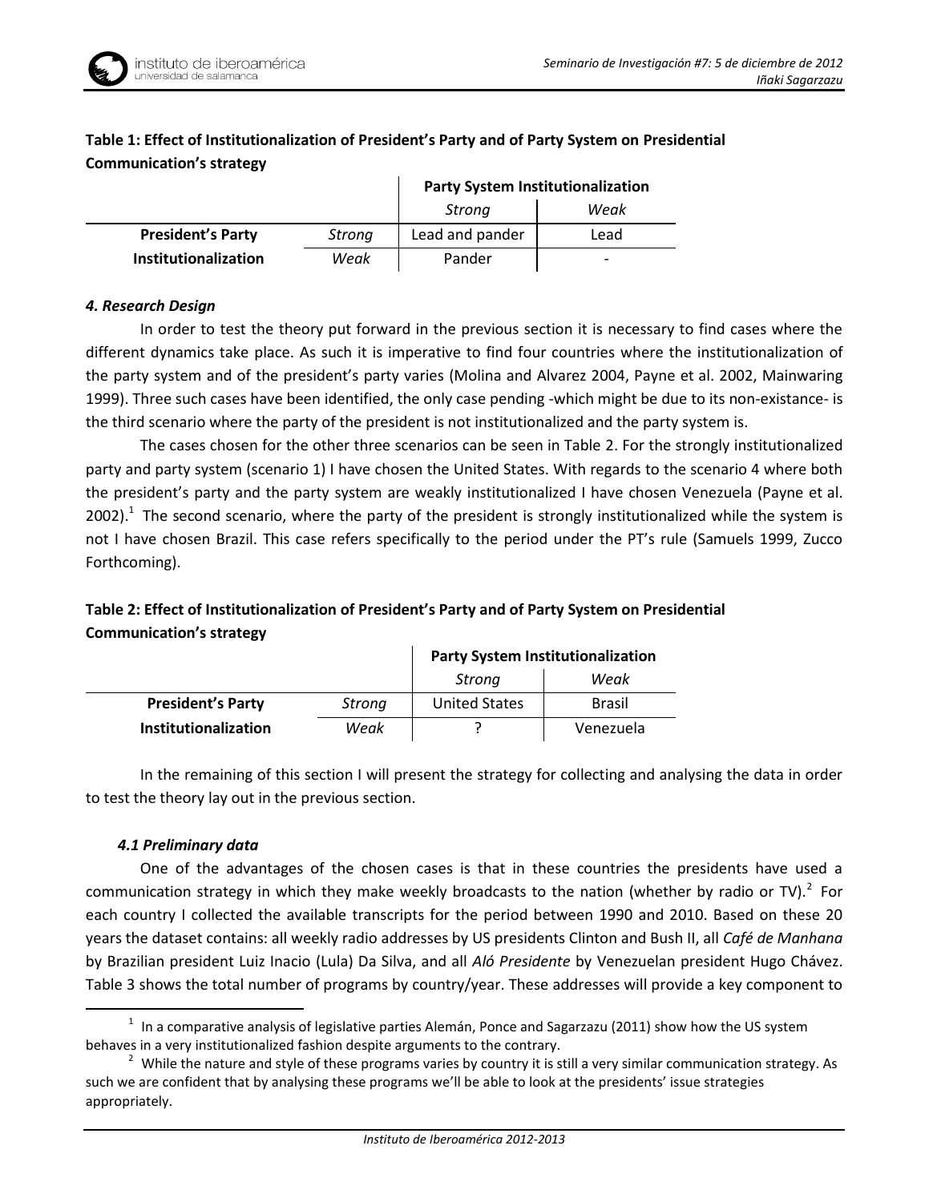**Table 1: Effect of Institutionalization of President's Party and of Party System on Presidential Communication's strategy**

| | | Party System Institutionalization | |
|---|---|---|---|
| | | *Strong* | *Weak* |
| **President's Party** | *Strong* | Lead and pander | Lead |
| **Institutionalization** | *Weak* | Pander | - |

#### *4. Research Design*

In order to test the theory put forward in the previous section it is necessary to find cases where the different dynamics take place. As such it is imperative to find four countries where the institutionalization of the party system and of the president's party varies (Molina and Alvarez 2004, Payne et al. 2002, Mainwaring 1999). Three such cases have been identified, the only case pending -which might be due to its non-existance- is the third scenario where the party of the president is not institutionalized and the party system is.

The cases chosen for the other three scenarios can be seen in Table 2. For the strongly institutionalized party and party system (scenario 1) I have chosen the United States. With regards to the scenario 4 where both the president's party and the party system are weakly institutionalized I have chosen Venezuela (Payne et al. 2002).[1] The second scenario, where the party of the president is strongly institutionalized while the system is not I have chosen Brazil. This case refers specifically to the period under the PT's rule (Samuels 1999, Zucco Forthcoming).

**Table 2: Effect of Institutionalization of President's Party and of Party System on Presidential Communication's strategy**

| | | Party System Institutionalization | |
|---|---|---|---|
| | | *Strong* | *Weak* |
| **President's Party** | *Strong* | United States | Brasil |
| **Institutionalization** | *Weak* | ? | Venezuela |

In the remaining of this section I will present the strategy for collecting and analysing the data in order to test the theory lay out in the previous section.

##### *4.1 Preliminary data*

One of the advantages of the chosen cases is that in these countries the presidents have used a communication strategy in which they make weekly broadcasts to the nation (whether by radio or TV).[2] For each country I collected the available transcripts for the period between 1990 and 2010. Based on these 20 years the dataset contains: all weekly radio addresses by US presidents Clinton and Bush II, all *Café de Manhana* by Brazilian president Luiz Inacio (Lula) Da Silva, and all *Aló Presidente* by Venezuelan president Hugo Chávez. Table 3 shows the total number of programs by country/year. These addresses will provide a key component to

[1] In a comparative analysis of legislative parties Alemán, Ponce and Sagarzazu (2011) show how the US system behaves in a very institutionalized fashion despite arguments to the contrary.

[2] While the nature and style of these programs varies by country it is still a very similar communication strategy. As such we are confident that by analysing these programs we'll be able to look at the presidents' issue strategies appropriately.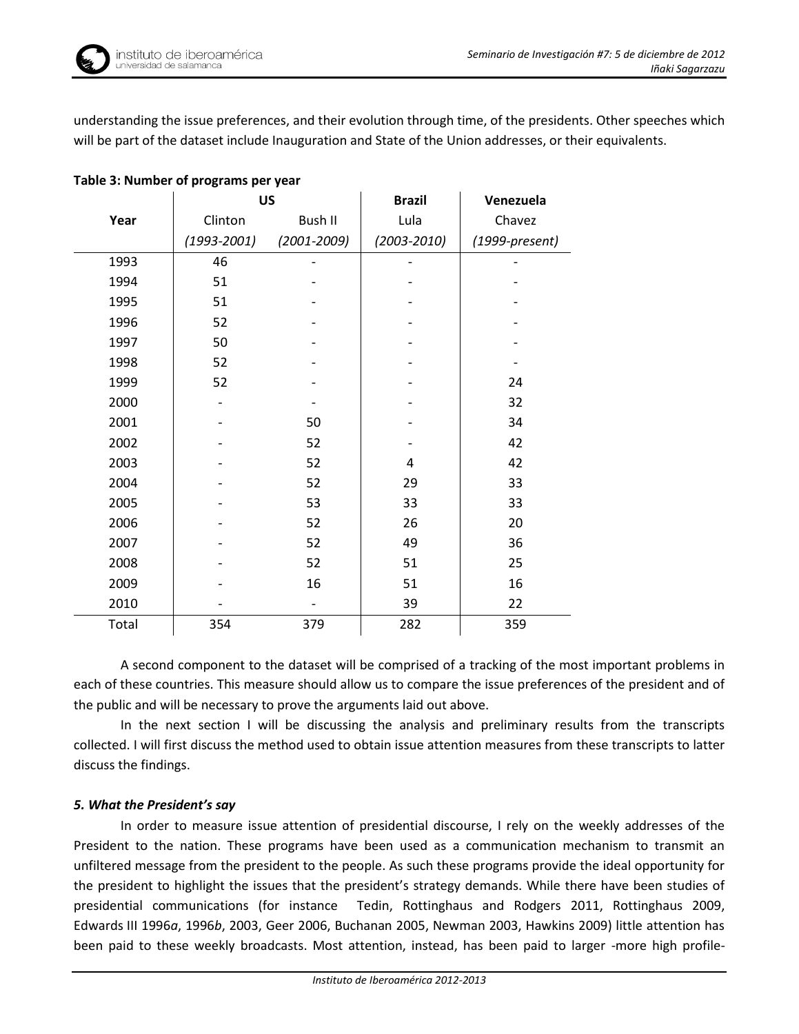understanding the issue preferences, and their evolution through time, of the presidents. Other speeches which will be part of the dataset include Inauguration and State of the Union addresses, or their equivalents.

**Table 3: Number of programs per year**

| Year | US | | Brazil | Venezuela |
|---|---|---|---|---|
| | Clinton | Bush II | Lula | Chavez |
| | *(1993-2001)* | *(2001-2009)* | *(2003-2010)* | *(1999-present)* |
| 1993 | 46 | - | - | - |
| 1994 | 51 | - | - | - |
| 1995 | 51 | - | - | - |
| 1996 | 52 | - | - | - |
| 1997 | 50 | - | - | - |
| 1998 | 52 | - | - | - |
| 1999 | 52 | - | - | 24 |
| 2000 | - | - | - | 32 |
| 2001 | - | 50 | - | 34 |
| 2002 | - | 52 | - | 42 |
| 2003 | - | 52 | 4 | 42 |
| 2004 | - | 52 | 29 | 33 |
| 2005 | - | 53 | 33 | 33 |
| 2006 | - | 52 | 26 | 20 |
| 2007 | - | 52 | 49 | 36 |
| 2008 | - | 52 | 51 | 25 |
| 2009 | - | 16 | 51 | 16 |
| 2010 | - | - | 39 | 22 |
| Total | 354 | 379 | 282 | 359 |

A second component to the dataset will be comprised of a tracking of the most important problems in each of these countries. This measure should allow us to compare the issue preferences of the president and of the public and will be necessary to prove the arguments laid out above.

In the next section I will be discussing the analysis and preliminary results from the transcripts collected. I will first discuss the method used to obtain issue attention measures from these transcripts to latter discuss the findings.

### *5. What the President's say*

In order to measure issue attention of presidential discourse, I rely on the weekly addresses of the President to the nation. These programs have been used as a communication mechanism to transmit an unfiltered message from the president to the people. As such these programs provide the ideal opportunity for the president to highlight the issues that the president's strategy demands. While there have been studies of presidential communications (for instance Tedin, Rottinghaus and Rodgers 2011, Rottinghaus 2009, Edwards III 1996*a*, 1996*b*, 2003, Geer 2006, Buchanan 2005, Newman 2003, Hawkins 2009) little attention has been paid to these weekly broadcasts. Most attention, instead, has been paid to larger -more high profile-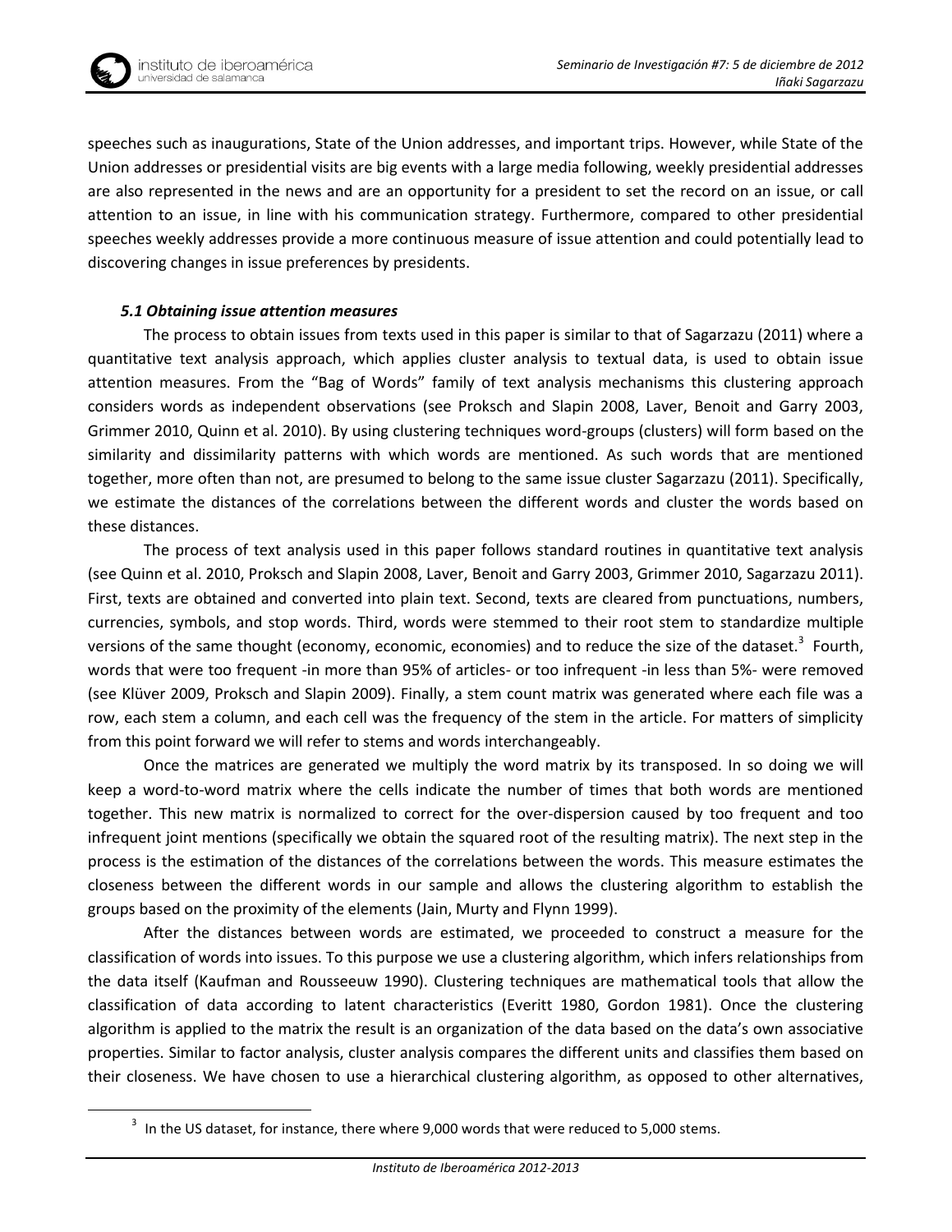speeches such as inaugurations, State of the Union addresses, and important trips. However, while State of the Union addresses or presidential visits are big events with a large media following, weekly presidential addresses are also represented in the news and are an opportunity for a president to set the record on an issue, or call attention to an issue, in line with his communication strategy. Furthermore, compared to other presidential speeches weekly addresses provide a more continuous measure of issue attention and could potentially lead to discovering changes in issue preferences by presidents.

### *5.1 Obtaining issue attention measures*

The process to obtain issues from texts used in this paper is similar to that of Sagarzazu (2011) where a quantitative text analysis approach, which applies cluster analysis to textual data, is used to obtain issue attention measures. From the "Bag of Words" family of text analysis mechanisms this clustering approach considers words as independent observations (see Proksch and Slapin 2008, Laver, Benoit and Garry 2003, Grimmer 2010, Quinn et al. 2010). By using clustering techniques word-groups (clusters) will form based on the similarity and dissimilarity patterns with which words are mentioned. As such words that are mentioned together, more often than not, are presumed to belong to the same issue cluster Sagarzazu (2011). Specifically, we estimate the distances of the correlations between the different words and cluster the words based on these distances.

The process of text analysis used in this paper follows standard routines in quantitative text analysis (see Quinn et al. 2010, Proksch and Slapin 2008, Laver, Benoit and Garry 2003, Grimmer 2010, Sagarzazu 2011). First, texts are obtained and converted into plain text. Second, texts are cleared from punctuations, numbers, currencies, symbols, and stop words. Third, words were stemmed to their root stem to standardize multiple versions of the same thought (economy, economic, economies) and to reduce the size of the dataset.[3] Fourth, words that were too frequent -in more than 95% of articles- or too infrequent -in less than 5%- were removed (see Klüver 2009, Proksch and Slapin 2009). Finally, a stem count matrix was generated where each file was a row, each stem a column, and each cell was the frequency of the stem in the article. For matters of simplicity from this point forward we will refer to stems and words interchangeably.

Once the matrices are generated we multiply the word matrix by its transposed. In so doing we will keep a word-to-word matrix where the cells indicate the number of times that both words are mentioned together. This new matrix is normalized to correct for the over-dispersion caused by too frequent and too infrequent joint mentions (specifically we obtain the squared root of the resulting matrix). The next step in the process is the estimation of the distances of the correlations between the words. This measure estimates the closeness between the different words in our sample and allows the clustering algorithm to establish the groups based on the proximity of the elements (Jain, Murty and Flynn 1999).

After the distances between words are estimated, we proceeded to construct a measure for the classification of words into issues. To this purpose we use a clustering algorithm, which infers relationships from the data itself (Kaufman and Rousseeuw 1990). Clustering techniques are mathematical tools that allow the classification of data according to latent characteristics (Everitt 1980, Gordon 1981). Once the clustering algorithm is applied to the matrix the result is an organization of the data based on the data's own associative properties. Similar to factor analysis, cluster analysis compares the different units and classifies them based on their closeness. We have chosen to use a hierarchical clustering algorithm, as opposed to other alternatives,

[3] In the US dataset, for instance, there where 9,000 words that were reduced to 5,000 stems.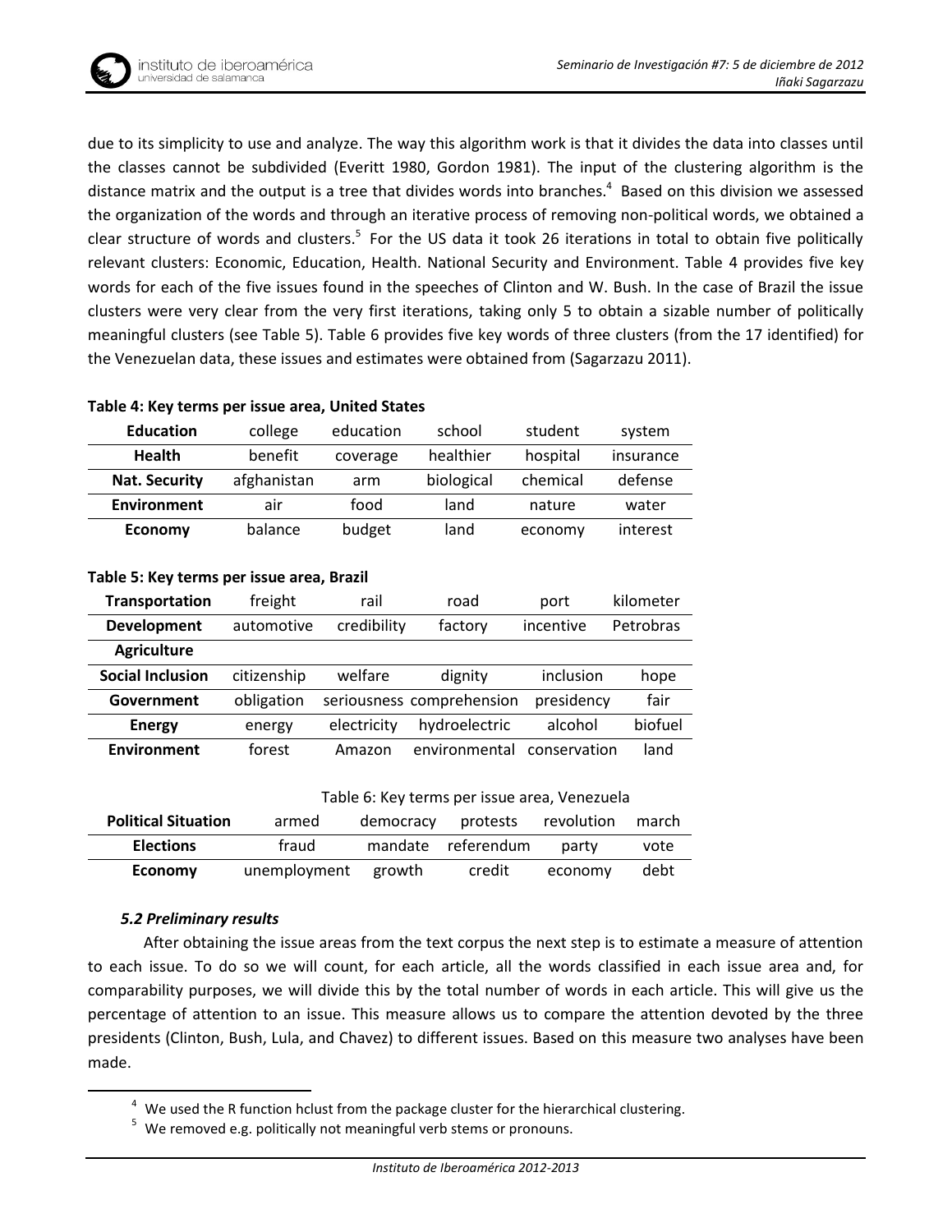due to its simplicity to use and analyze. The way this algorithm work is that it divides the data into classes until the classes cannot be subdivided (Everitt 1980, Gordon 1981). The input of the clustering algorithm is the distance matrix and the output is a tree that divides words into branches.[4] Based on this division we assessed the organization of the words and through an iterative process of removing non-political words, we obtained a clear structure of words and clusters.[5] For the US data it took 26 iterations in total to obtain five politically relevant clusters: Economic, Education, Health. National Security and Environment. Table 4 provides five key words for each of the five issues found in the speeches of Clinton and W. Bush. In the case of Brazil the issue clusters were very clear from the very first iterations, taking only 5 to obtain a sizable number of politically meaningful clusters (see Table 5). Table 6 provides five key words of three clusters (from the 17 identified) for the Venezuelan data, these issues and estimates were obtained from (Sagarzazu 2011).

**Table 4: Key terms per issue area, United States**

| **Education** | college | education | school | student | system |
|---|---|---|---|---|---|
| **Health** | benefit | coverage | healthier | hospital | insurance |
| **Nat. Security** | afghanistan | arm | biological | chemical | defense |
| **Environment** | air | food | land | nature | water |
| **Economy** | balance | budget | land | economy | interest |

**Table 5: Key terms per issue area, Brazil**

| **Transportation** | freight | rail | road | port | kilometer |
|---|---|---|---|---|---|
| **Development** | automotive | credibility | factory | incentive | Petrobras |
| **Agriculture** | | | | | |
| **Social Inclusion** | citizenship | welfare | dignity | inclusion | hope |
| **Government** | obligation | seriousness | comprehension | presidency | fair |
| **Energy** | energy | electricity | hydroelectric | alcohol | biofuel |
| **Environment** | forest | Amazon | environmental | conservation | land |

Table 6: Key terms per issue area, Venezuela

| **Political Situation** | armed | democracy | protests | revolution | march |
|---|---|---|---|---|---|
| **Elections** | fraud | mandate | referendum | party | vote |
| **Economy** | unemployment | growth | credit | economy | debt |

### *5.2 Preliminary results*

After obtaining the issue areas from the text corpus the next step is to estimate a measure of attention to each issue. To do so we will count, for each article, all the words classified in each issue area and, for comparability purposes, we will divide this by the total number of words in each article. This will give us the percentage of attention to an issue. This measure allows us to compare the attention devoted by the three presidents (Clinton, Bush, Lula, and Chavez) to different issues. Based on this measure two analyses have been made.

[4] We used the R function hclust from the package cluster for the hierarchical clustering.

[5] We removed e.g. politically not meaningful verb stems or pronouns.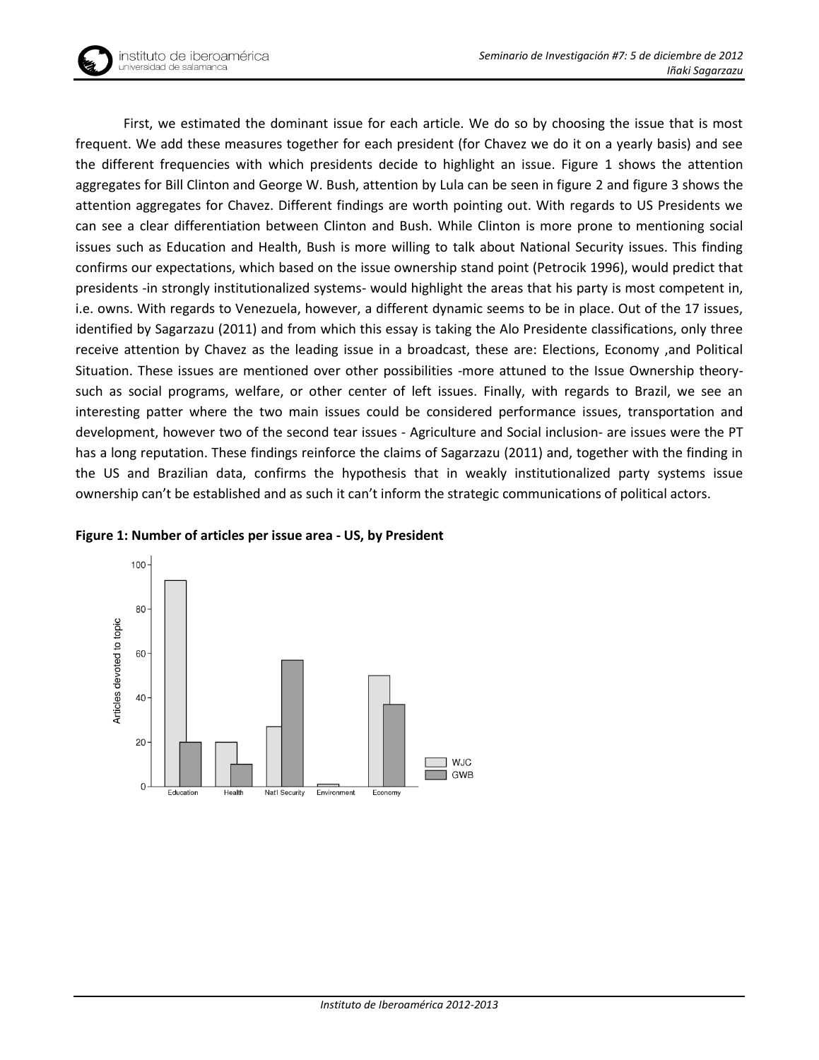First, we estimated the dominant issue for each article. We do so by choosing the issue that is most frequent. We add these measures together for each president (for Chavez we do it on a yearly basis) and see the different frequencies with which presidents decide to highlight an issue. Figure 1 shows the attention aggregates for Bill Clinton and George W. Bush, attention by Lula can be seen in figure 2 and figure 3 shows the attention aggregates for Chavez. Different findings are worth pointing out. With regards to US Presidents we can see a clear differentiation between Clinton and Bush. While Clinton is more prone to mentioning social issues such as Education and Health, Bush is more willing to talk about National Security issues. This finding confirms our expectations, which based on the issue ownership stand point (Petrocik 1996), would predict that presidents -in strongly institutionalized systems- would highlight the areas that his party is most competent in, i.e. owns. With regards to Venezuela, however, a different dynamic seems to be in place. Out of the 17 issues, identified by Sagarzazu (2011) and from which this essay is taking the Alo Presidente classifications, only three receive attention by Chavez as the leading issue in a broadcast, these are: Elections, Economy ,and Political Situation. These issues are mentioned over other possibilities -more attuned to the Issue Ownership theory- such as social programs, welfare, or other center of left issues. Finally, with regards to Brazil, we see an interesting patter where the two main issues could be considered performance issues, transportation and development, however two of the second tear issues - Agriculture and Social inclusion- are issues were the PT has a long reputation. These findings reinforce the claims of Sagarzazu (2011) and, together with the finding in the US and Brazilian data, confirms the hypothesis that in weakly institutionalized party systems issue ownership can't be established and as such it can't inform the strategic communications of political actors.

**Figure 1: Number of articles per issue area - US, by President**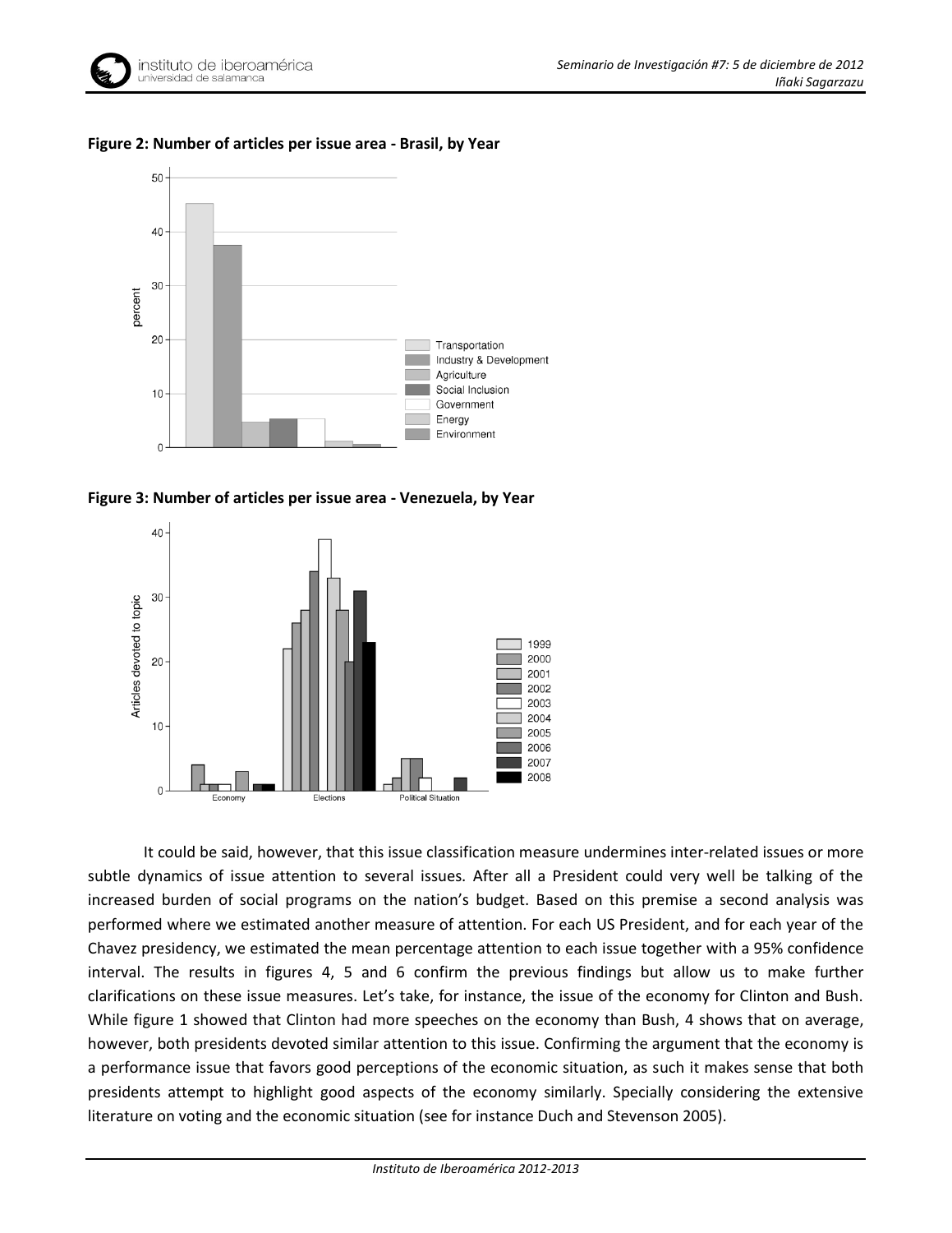**Figure 2: Number of articles per issue area - Brasil, by Year**

**Figure 3: Number of articles per issue area - Venezuela, by Year**

It could be said, however, that this issue classification measure undermines inter-related issues or more subtle dynamics of issue attention to several issues. After all a President could very well be talking of the increased burden of social programs on the nation's budget. Based on this premise a second analysis was performed where we estimated another measure of attention. For each US President, and for each year of the Chavez presidency, we estimated the mean percentage attention to each issue together with a 95% confidence interval. The results in figures 4, 5 and 6 confirm the previous findings but allow us to make further clarifications on these issue measures. Let's take, for instance, the issue of the economy for Clinton and Bush. While figure 1 showed that Clinton had more speeches on the economy than Bush, 4 shows that on average, however, both presidents devoted similar attention to this issue. Confirming the argument that the economy is a performance issue that favors good perceptions of the economic situation, as such it makes sense that both presidents attempt to highlight good aspects of the economy similarly. Specially considering the extensive literature on voting and the economic situation (see for instance Duch and Stevenson 2005).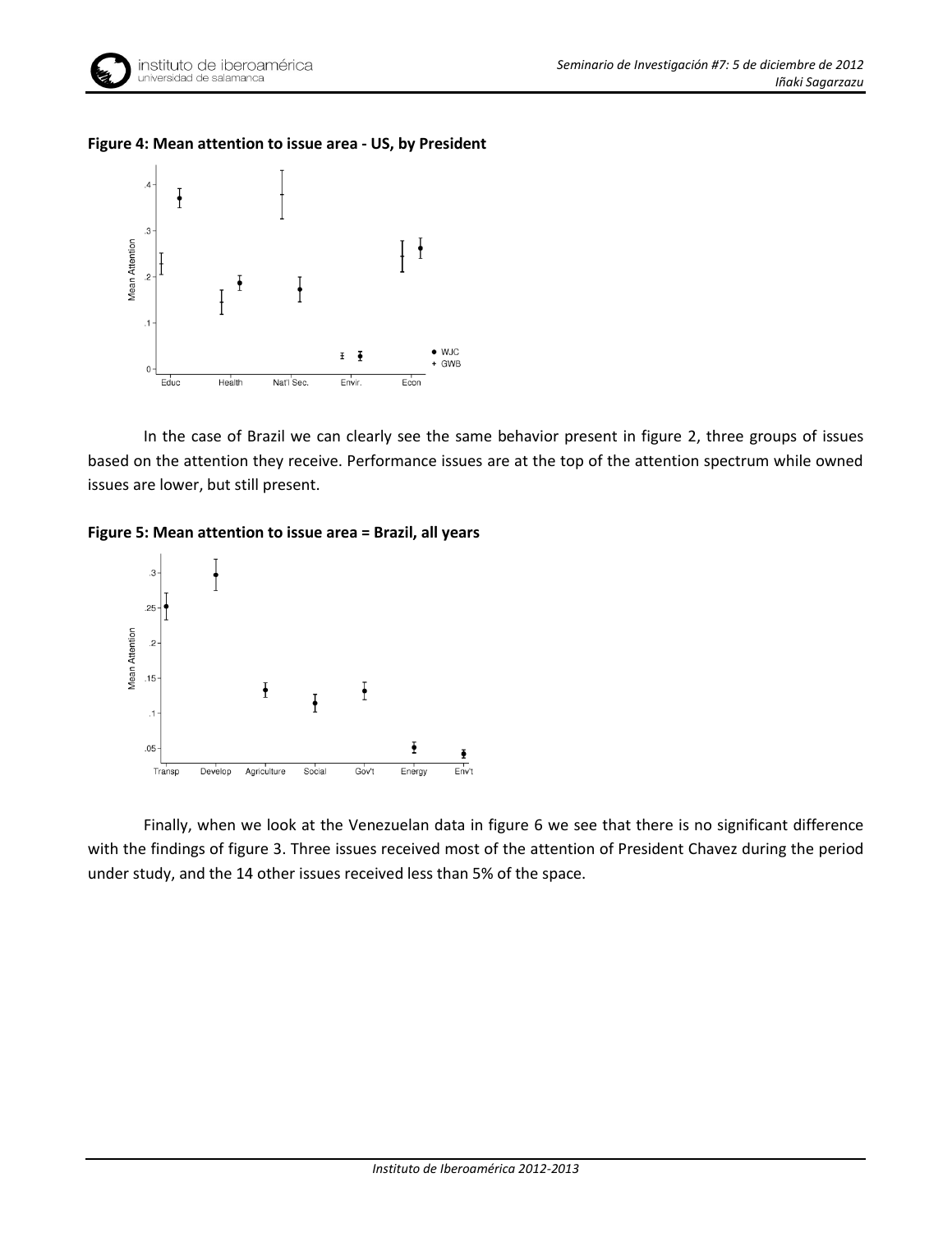**Figure 4: Mean attention to issue area - US, by President**

In the case of Brazil we can clearly see the same behavior present in figure 2, three groups of issues based on the attention they receive. Performance issues are at the top of the attention spectrum while owned issues are lower, but still present.

**Figure 5: Mean attention to issue area = Brazil, all years**

Finally, when we look at the Venezuelan data in figure 6 we see that there is no significant difference with the findings of figure 3. Three issues received most of the attention of President Chavez during the period under study, and the 14 other issues received less than 5% of the space.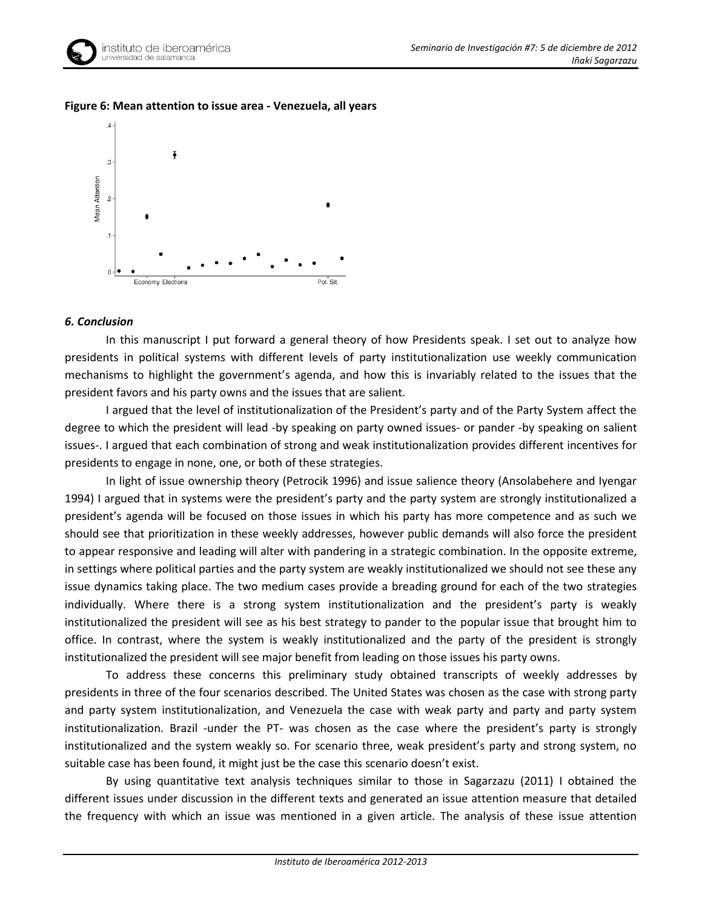**Figure 6: Mean attention to issue area - Venezuela, all years**

### *6. Conclusion*

In this manuscript I put forward a general theory of how Presidents speak. I set out to analyze how presidents in political systems with different levels of party institutionalization use weekly communication mechanisms to highlight the government's agenda, and how this is invariably related to the issues that the president favors and his party owns and the issues that are salient.

I argued that the level of institutionalization of the President's party and of the Party System affect the degree to which the president will lead -by speaking on party owned issues- or pander -by speaking on salient issues-. I argued that each combination of strong and weak institutionalization provides different incentives for presidents to engage in none, one, or both of these strategies.

In light of issue ownership theory (Petrocik 1996) and issue salience theory (Ansolabehere and Iyengar 1994) I argued that in systems were the president's party and the party system are strongly institutionalized a president's agenda will be focused on those issues in which his party has more competence and as such we should see that prioritization in these weekly addresses, however public demands will also force the president to appear responsive and leading will alter with pandering in a strategic combination. In the opposite extreme, in settings where political parties and the party system are weakly institutionalized we should not see these any issue dynamics taking place. The two medium cases provide a breading ground for each of the two strategies individually. Where there is a strong system institutionalization and the president's party is weakly institutionalized the president will see as his best strategy to pander to the popular issue that brought him to office. In contrast, where the system is weakly institutionalized and the party of the president is strongly institutionalized the president will see major benefit from leading on those issues his party owns.

To address these concerns this preliminary study obtained transcripts of weekly addresses by presidents in three of the four scenarios described. The United States was chosen as the case with strong party and party system institutionalization, and Venezuela the case with weak party and party and party system institutionalization. Brazil -under the PT- was chosen as the case where the president's party is strongly institutionalized and the system weakly so. For scenario three, weak president's party and strong system, no suitable case has been found, it might just be the case this scenario doesn't exist.

By using quantitative text analysis techniques similar to those in Sagarzazu (2011) I obtained the different issues under discussion in the different texts and generated an issue attention measure that detailed the frequency with which an issue was mentioned in a given article. The analysis of these issue attention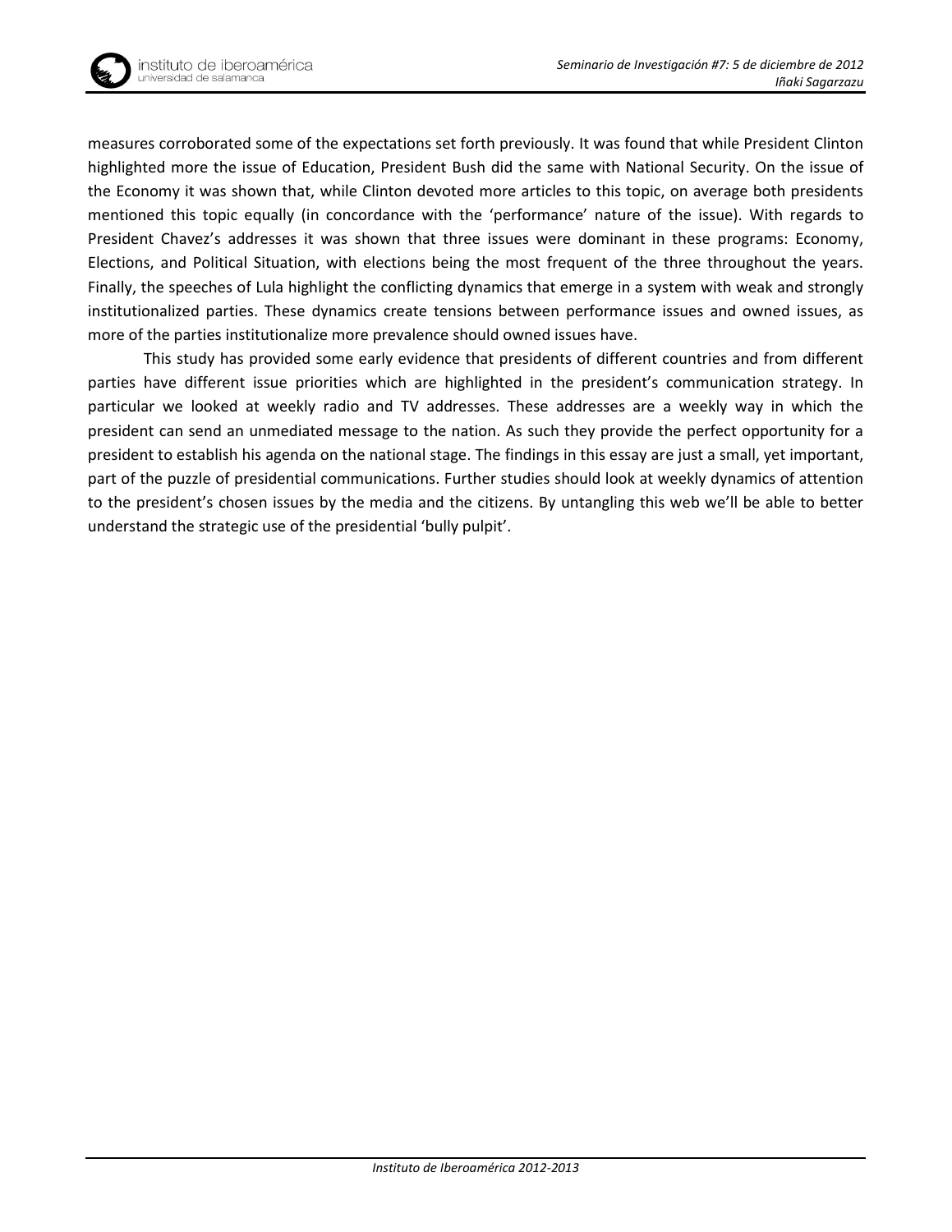measures corroborated some of the expectations set forth previously. It was found that while President Clinton highlighted more the issue of Education, President Bush did the same with National Security. On the issue of the Economy it was shown that, while Clinton devoted more articles to this topic, on average both presidents mentioned this topic equally (in concordance with the 'performance' nature of the issue). With regards to President Chavez's addresses it was shown that three issues were dominant in these programs: Economy, Elections, and Political Situation, with elections being the most frequent of the three throughout the years. Finally, the speeches of Lula highlight the conflicting dynamics that emerge in a system with weak and strongly institutionalized parties. These dynamics create tensions between performance issues and owned issues, as more of the parties institutionalize more prevalence should owned issues have.

This study has provided some early evidence that presidents of different countries and from different parties have different issue priorities which are highlighted in the president's communication strategy. In particular we looked at weekly radio and TV addresses. These addresses are a weekly way in which the president can send an unmediated message to the nation. As such they provide the perfect opportunity for a president to establish his agenda on the national stage. The findings in this essay are just a small, yet important, part of the puzzle of presidential communications. Further studies should look at weekly dynamics of attention to the president's chosen issues by the media and the citizens. By untangling this web we'll be able to better understand the strategic use of the presidential 'bully pulpit'.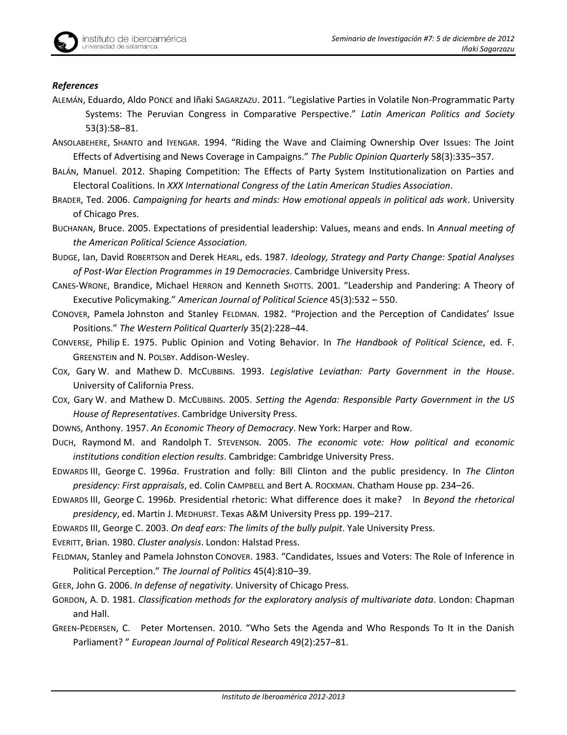### *References*

ALEMÁN, Eduardo, Aldo PONCE and Iñaki SAGARZAZU. 2011. "Legislative Parties in Volatile Non-Programmatic Party Systems: The Peruvian Congress in Comparative Perspective." *Latin American Politics and Society* 53(3):58–81.

ANSOLABEHERE, SHANTO and IYENGAR. 1994. "Riding the Wave and Claiming Ownership Over Issues: The Joint Effects of Advertising and News Coverage in Campaigns." *The Public Opinion Quarterly* 58(3):335–357.

BALÁN, Manuel. 2012. Shaping Competition: The Effects of Party System Institutionalization on Parties and Electoral Coalitions. In *XXX International Congress of the Latin American Studies Association*.

BRADER, Ted. 2006. *Campaigning for hearts and minds: How emotional appeals in political ads work*. University of Chicago Pres.

BUCHANAN, Bruce. 2005. Expectations of presidential leadership: Values, means and ends. In *Annual meeting of the American Political Science Association.*

BUDGE, Ian, David ROBERTSON and Derek HEARL, eds. 1987. *Ideology, Strategy and Party Change: Spatial Analyses of Post-War Election Programmes in 19 Democracies*. Cambridge University Press.

CANES-WRONE, Brandice, Michael HERRON and Kenneth SHOTTS. 2001. "Leadership and Pandering: A Theory of Executive Policymaking." *American Journal of Political Science* 45(3):532 – 550.

CONOVER, Pamela Johnston and Stanley FELDMAN. 1982. "Projection and the Perception of Candidates' Issue Positions." *The Western Political Quarterly* 35(2):228–44.

CONVERSE, Philip E. 1975. Public Opinion and Voting Behavior. In *The Handbook of Political Science*, ed. F. GREENSTEIN and N. POLSBY. Addison-Wesley.

COX, Gary W. and Mathew D. MCCUBBINS. 1993. *Legislative Leviathan: Party Government in the House*. University of California Press.

COX, Gary W. and Mathew D. MCCUBBINS. 2005. *Setting the Agenda: Responsible Party Government in the US House of Representatives*. Cambridge University Press.

DOWNS, Anthony. 1957. *An Economic Theory of Democracy*. New York: Harper and Row.

DUCH, Raymond M. and Randolph T. STEVENSON. 2005. *The economic vote: How political and economic institutions condition election results*. Cambridge: Cambridge University Press.

EDWARDS III, George C. 1996*a*. Frustration and folly: Bill Clinton and the public presidency. In *The Clinton presidency: First appraisals*, ed. Colin CAMPBELL and Bert A. ROCKMAN. Chatham House pp. 234–26.

EDWARDS III, George C. 1996*b*. Presidential rhetoric: What difference does it make? In *Beyond the rhetorical presidency*, ed. Martin J. MEDHURST. Texas A&M University Press pp. 199–217.

EDWARDS III, George C. 2003. *On deaf ears: The limits of the bully pulpit*. Yale University Press.

EVERITT, Brian. 1980. *Cluster analysis*. London: Halstad Press.

FELDMAN, Stanley and Pamela Johnston CONOVER. 1983. "Candidates, Issues and Voters: The Role of Inference in Political Perception." *The Journal of Politics* 45(4):810–39.

GEER, John G. 2006. *In defense of negativity*. University of Chicago Press.

GORDON, A. D. 1981. *Classification methods for the exploratory analysis of multivariate data*. London: Chapman and Hall.

GREEN-PEDERSEN, C. Peter Mortensen. 2010. "Who Sets the Agenda and Who Responds To It in the Danish Parliament? " *European Journal of Political Research* 49(2):257–81.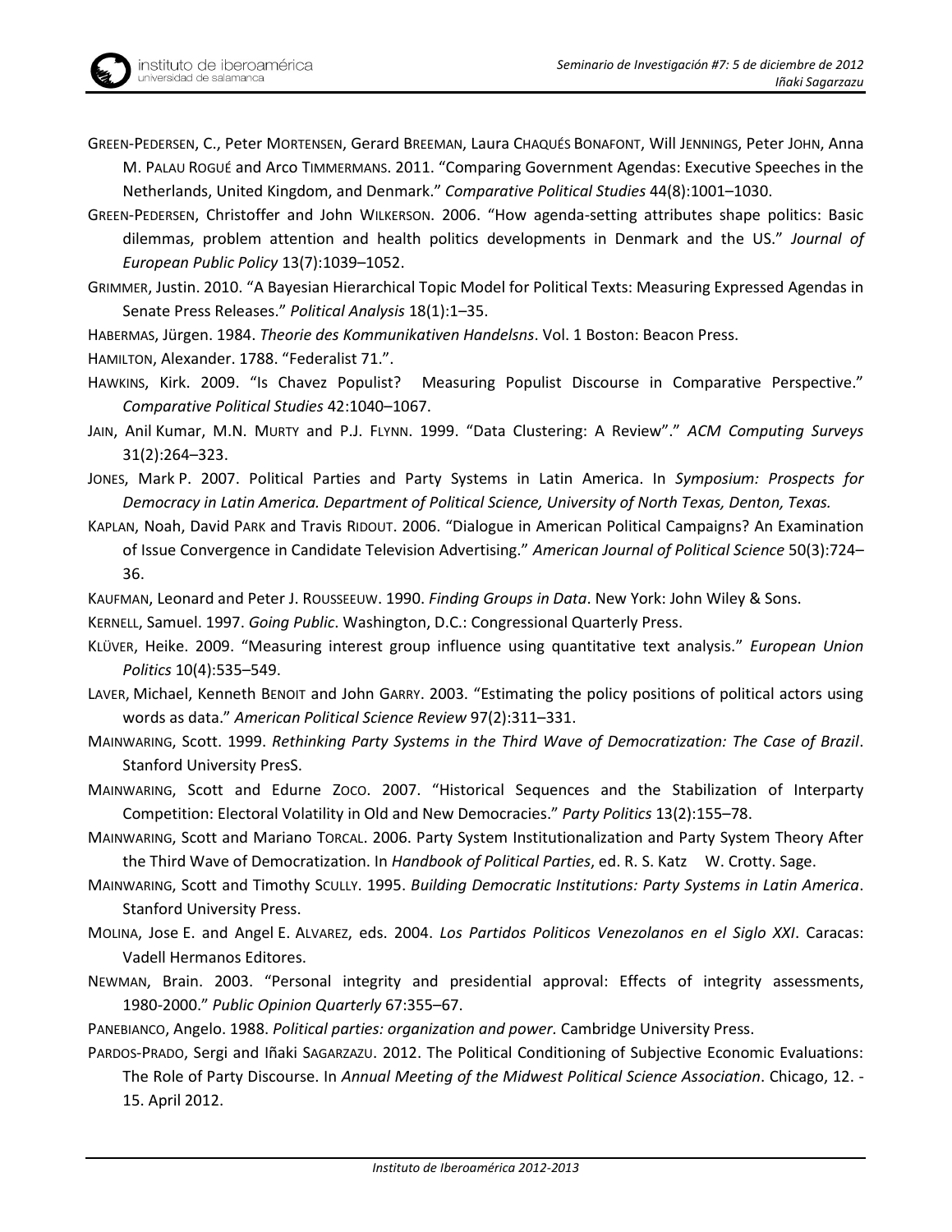GREEN-PEDERSEN, C., Peter MORTENSEN, Gerard BREEMAN, Laura CHAQUÉS BONAFONT, Will JENNINGS, Peter JOHN, Anna M. PALAU ROGUÉ and Arco TIMMERMANS. 2011. "Comparing Government Agendas: Executive Speeches in the Netherlands, United Kingdom, and Denmark." *Comparative Political Studies* 44(8):1001–1030.

GREEN-PEDERSEN, Christoffer and John WILKERSON. 2006. "How agenda-setting attributes shape politics: Basic dilemmas, problem attention and health politics developments in Denmark and the US." *Journal of European Public Policy* 13(7):1039–1052.

GRIMMER, Justin. 2010. "A Bayesian Hierarchical Topic Model for Political Texts: Measuring Expressed Agendas in Senate Press Releases." *Political Analysis* 18(1):1–35.

HABERMAS, Jürgen. 1984. *Theorie des Kommunikativen Handelsns*. Vol. 1 Boston: Beacon Press.

HAMILTON, Alexander. 1788. "Federalist 71.".

HAWKINS, Kirk. 2009. "Is Chavez Populist? Measuring Populist Discourse in Comparative Perspective." *Comparative Political Studies* 42:1040–1067.

JAIN, Anil Kumar, M.N. MURTY and P.J. FLYNN. 1999. "Data Clustering: A Review"." *ACM Computing Surveys* 31(2):264–323.

JONES, Mark P. 2007. Political Parties and Party Systems in Latin America. In *Symposium: Prospects for Democracy in Latin America. Department of Political Science, University of North Texas, Denton, Texas.*

KAPLAN, Noah, David PARK and Travis RIDOUT. 2006. "Dialogue in American Political Campaigns? An Examination of Issue Convergence in Candidate Television Advertising." *American Journal of Political Science* 50(3):724–36.

KAUFMAN, Leonard and Peter J. ROUSSEEUW. 1990. *Finding Groups in Data*. New York: John Wiley & Sons.

KERNELL, Samuel. 1997. *Going Public*. Washington, D.C.: Congressional Quarterly Press.

KLÜVER, Heike. 2009. "Measuring interest group influence using quantitative text analysis." *European Union Politics* 10(4):535–549.

LAVER, Michael, Kenneth BENOIT and John GARRY. 2003. "Estimating the policy positions of political actors using words as data." *American Political Science Review* 97(2):311–331.

MAINWARING, Scott. 1999. *Rethinking Party Systems in the Third Wave of Democratization: The Case of Brazil*. Stanford University PresS.

MAINWARING, Scott and Edurne ZOCO. 2007. "Historical Sequences and the Stabilization of Interparty Competition: Electoral Volatility in Old and New Democracies." *Party Politics* 13(2):155–78.

MAINWARING, Scott and Mariano TORCAL. 2006. Party System Institutionalization and Party System Theory After the Third Wave of Democratization. In *Handbook of Political Parties*, ed. R. S. Katz W. Crotty. Sage.

MAINWARING, Scott and Timothy SCULLY. 1995. *Building Democratic Institutions: Party Systems in Latin America*. Stanford University Press.

MOLINA, Jose E. and Angel E. ALVAREZ, eds. 2004. *Los Partidos Politicos Venezolanos en el Siglo XXI*. Caracas: Vadell Hermanos Editores.

NEWMAN, Brain. 2003. "Personal integrity and presidential approval: Effects of integrity assessments, 1980-2000." *Public Opinion Quarterly* 67:355–67.

PANEBIANCO, Angelo. 1988. *Political parties: organization and power.* Cambridge University Press.

PARDOS-PRADO, Sergi and Iñaki SAGARZAZU. 2012. The Political Conditioning of Subjective Economic Evaluations: The Role of Party Discourse. In *Annual Meeting of the Midwest Political Science Association*. Chicago, 12. - 15. April 2012.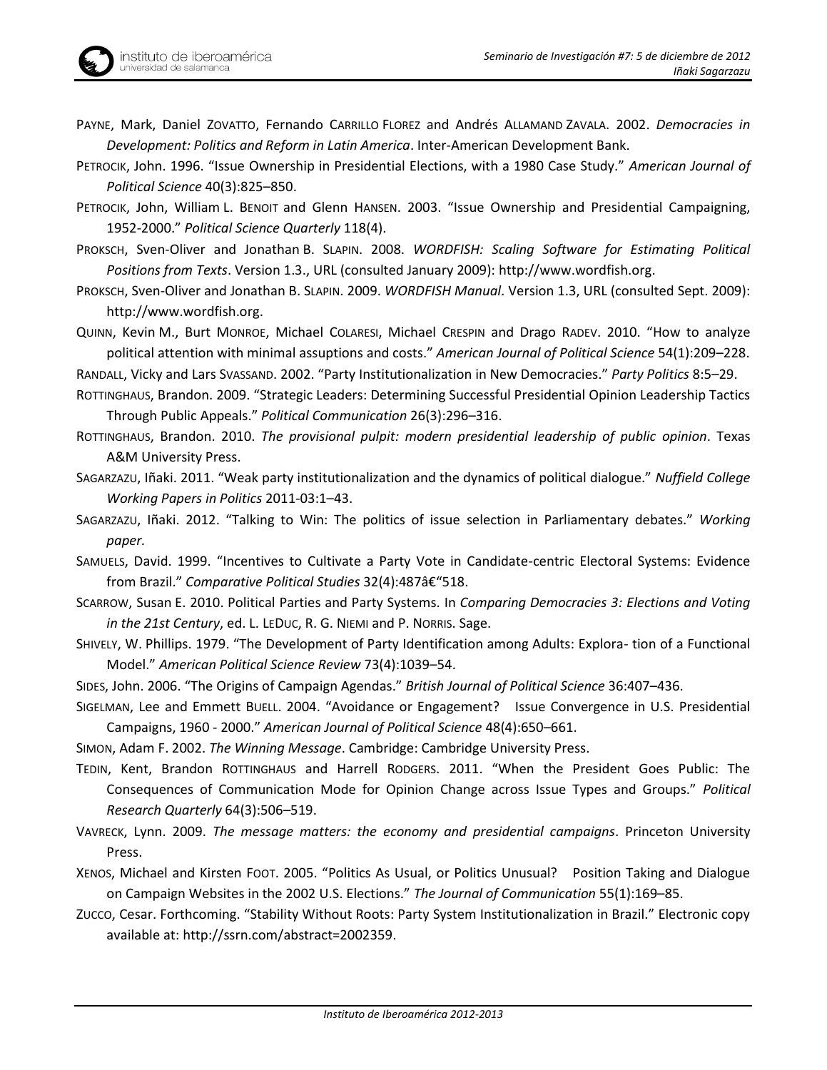PAYNE, Mark, Daniel ZOVATTO, Fernando CARRILLO FLOREZ and Andrés ALLAMAND ZAVALA. 2002. *Democracies in Development: Politics and Reform in Latin America*. Inter-American Development Bank.

PETROCIK, John. 1996. "Issue Ownership in Presidential Elections, with a 1980 Case Study." *American Journal of Political Science* 40(3):825–850.

PETROCIK, John, William L. BENOIT and Glenn HANSEN. 2003. "Issue Ownership and Presidential Campaigning, 1952-2000." *Political Science Quarterly* 118(4).

PROKSCH, Sven-Oliver and Jonathan B. SLAPIN. 2008. *WORDFISH: Scaling Software for Estimating Political Positions from Texts*. Version 1.3., URL (consulted January 2009): http://www.wordfish.org.

PROKSCH, Sven-Oliver and Jonathan B. SLAPIN. 2009. *WORDFISH Manual*. Version 1.3, URL (consulted Sept. 2009): http://www.wordfish.org.

QUINN, Kevin M., Burt MONROE, Michael COLARESI, Michael CRESPIN and Drago RADEV. 2010. "How to analyze political attention with minimal assuptions and costs." *American Journal of Political Science* 54(1):209–228.

RANDALL, Vicky and Lars SVASSAND. 2002. "Party Institutionalization in New Democracies." *Party Politics* 8:5–29.

ROTTINGHAUS, Brandon. 2009. "Strategic Leaders: Determining Successful Presidential Opinion Leadership Tactics Through Public Appeals." *Political Communication* 26(3):296–316.

ROTTINGHAUS, Brandon. 2010. *The provisional pulpit: modern presidential leadership of public opinion*. Texas A&M University Press.

SAGARZAZU, Iñaki. 2011. "Weak party institutionalization and the dynamics of political dialogue." *Nuffield College Working Papers in Politics* 2011-03:1–43.

SAGARZAZU, Iñaki. 2012. "Talking to Win: The politics of issue selection in Parliamentary debates." *Working paper.*

SAMUELS, David. 1999. "Incentives to Cultivate a Party Vote in Candidate-centric Electoral Systems: Evidence from Brazil." *Comparative Political Studies* 32(4):487â€"518.

SCARROW, Susan E. 2010. Political Parties and Party Systems. In *Comparing Democracies 3: Elections and Voting in the 21st Century*, ed. L. LEDUC, R. G. NIEMI and P. NORRIS. Sage.

SHIVELY, W. Phillips. 1979. "The Development of Party Identification among Adults: Explora- tion of a Functional Model." *American Political Science Review* 73(4):1039–54.

SIDES, John. 2006. "The Origins of Campaign Agendas." *British Journal of Political Science* 36:407–436.

SIGELMAN, Lee and Emmett BUELL. 2004. "Avoidance or Engagement? Issue Convergence in U.S. Presidential Campaigns, 1960 - 2000." *American Journal of Political Science* 48(4):650–661.

SIMON, Adam F. 2002. *The Winning Message*. Cambridge: Cambridge University Press.

TEDIN, Kent, Brandon ROTTINGHAUS and Harrell RODGERS. 2011. "When the President Goes Public: The Consequences of Communication Mode for Opinion Change across Issue Types and Groups." *Political Research Quarterly* 64(3):506–519.

VAVRECK, Lynn. 2009. *The message matters: the economy and presidential campaigns*. Princeton University Press.

XENOS, Michael and Kirsten FOOT. 2005. "Politics As Usual, or Politics Unusual? Position Taking and Dialogue on Campaign Websites in the 2002 U.S. Elections." *The Journal of Communication* 55(1):169–85.

ZUCCO, Cesar. Forthcoming. "Stability Without Roots: Party System Institutionalization in Brazil." Electronic copy available at: http://ssrn.com/abstract=2002359.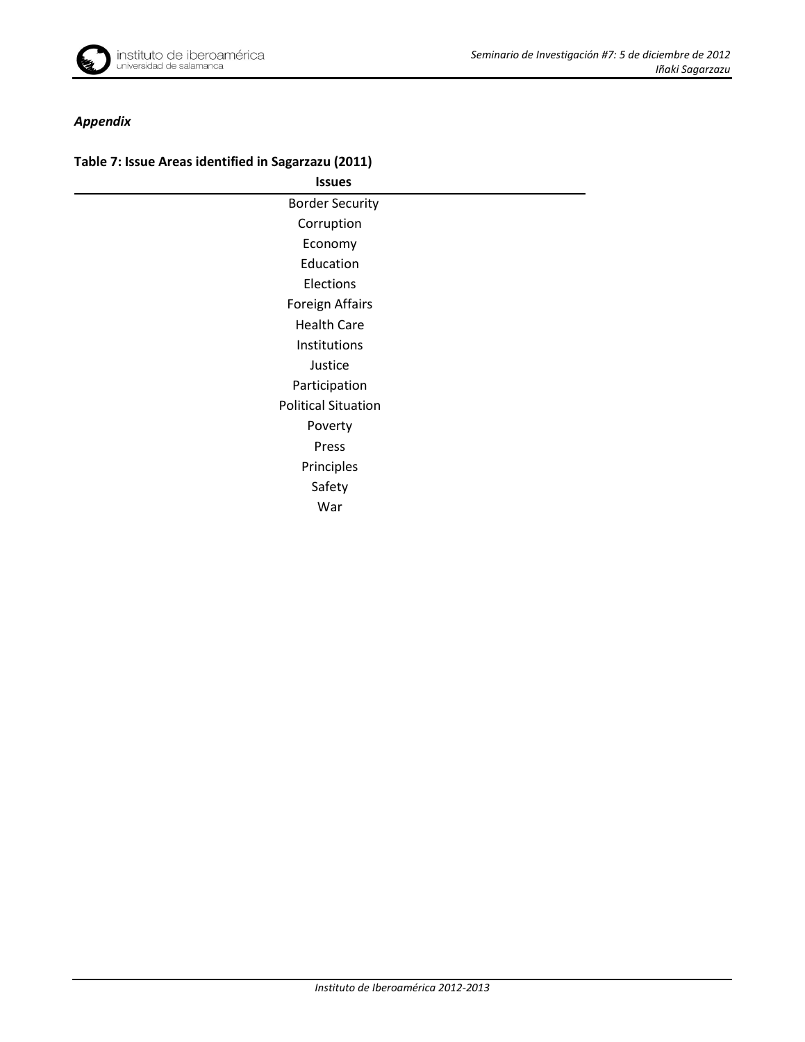*Appendix*

**Table 7: Issue Areas identified in Sagarzazu (2011)**

| Issues |
|---|
| Border Security |
| Corruption |
| Economy |
| Education |
| Elections |
| Foreign Affairs |
| Health Care |
| Institutions |
| Justice |
| Participation |
| Political Situation |
| Poverty |
| Press |
| Principles |
| Safety |
| War |